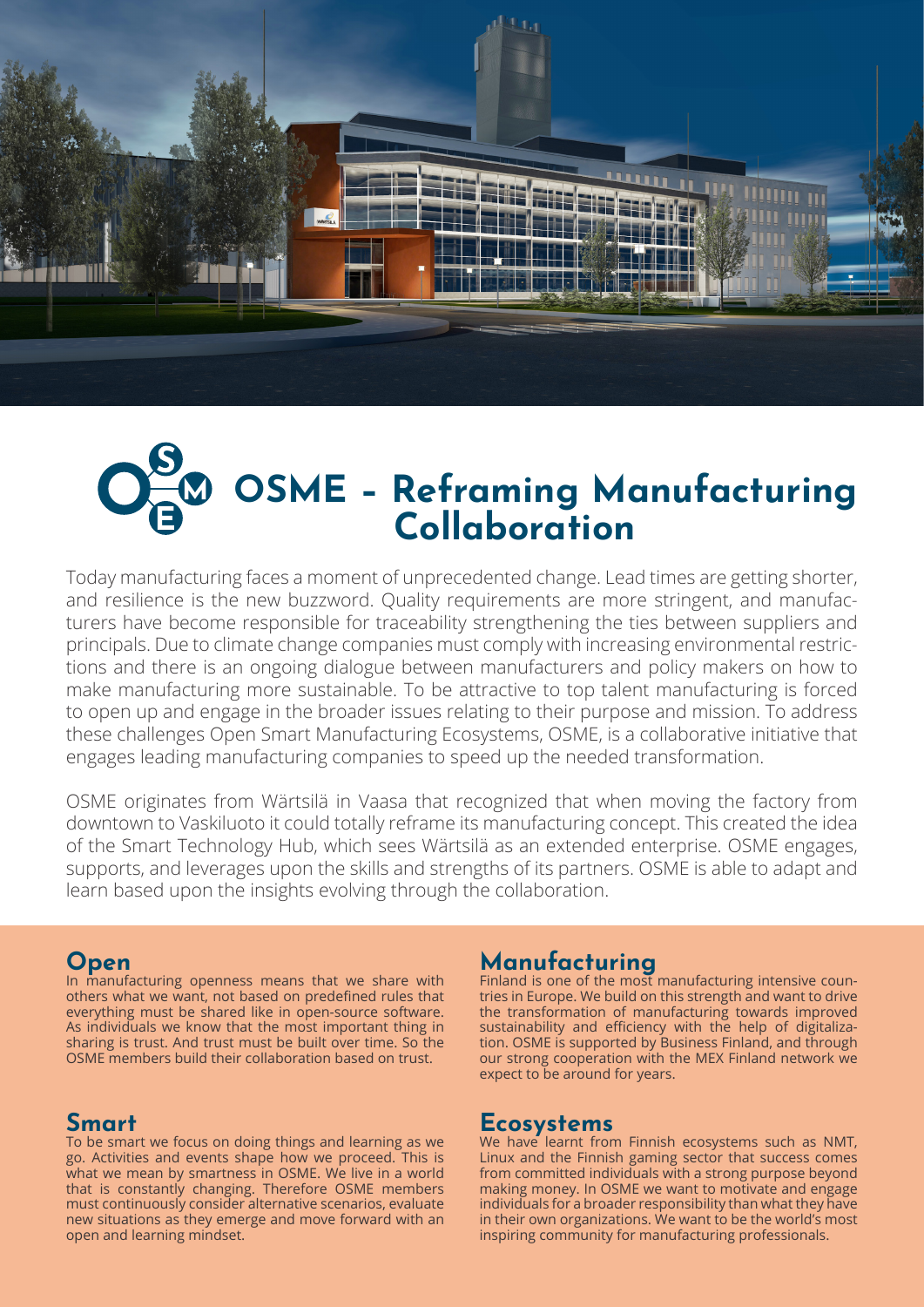# OSME – Reframing Manufacturing Collaboration

Today manufacturing faces a moment of unprecedented change. Lead times are getting shorter, and resilience is the new buzzword. Quality requirements are more stringent, and manufacturers have become responsible for traceability strengthening the ties between suppliers and principals. Due to climate change companies must comply with increasing environmental restrictions and there is an ongoing dialogue between manufacturers and policy makers on how to make manufacturing more sustainable. To be attractive to top talent manufacturing is forced to open up and engage in the broader issues relating to their purpose and mission. To address these challenges Open Smart Manufacturing Ecosystems, OSME, is a collaborative initiative that engages leading manufacturing companies to speed up the needed transformation.

OSME originates from Wärtsilä in Vaasa that recognized that when moving the factory from downtown to Vaskiluoto it could totally reframe its manufacturing concept. This created the idea of the Smart Technology Hub, which sees Wärtsilä as an extended enterprise. OSME engages, supports, and leverages upon the skills and strengths of its partners. OSME is able to adapt and learn based upon the insights evolving through the collaboration.

## Open

In manufacturing openness means that we share with others what we want, not based on predefined rules that everything must be shared like in open-source software. As individuals we know that the most important thing in sharing is trust. And trust must be built over time. So the OSME members build their collaboration based on trust.

## Smart

To be smart we focus on doing things and learning as we go. Activities and events shape how we proceed. This is what we mean by smartness in OSME. We live in a world that is constantly changing. Therefore OSME members must continuously consider alternative scenarios, evaluate new situations as they emerge and move forward with an open and learning mindset.

## Manufacturing

Finland is one of the most manufacturing intensive countries in Europe. We build on this strength and want to drive the transformation of manufacturing towards improved sustainability and efficiency with the help of digitalization. OSME is supported by Business Finland, and through our strong cooperation with the MEX Finland network we expect to be around for years.

## Ecosystems

We have learnt from Finnish ecosystems such as NMT, Linux and the Finnish gaming sector that success comes from committed individuals with a strong purpose beyond making money. In OSME we want to motivate and engage individuals for a broader responsibility than what they have in their own organizations. We want to be the world's most inspiring community for manufacturing professionals.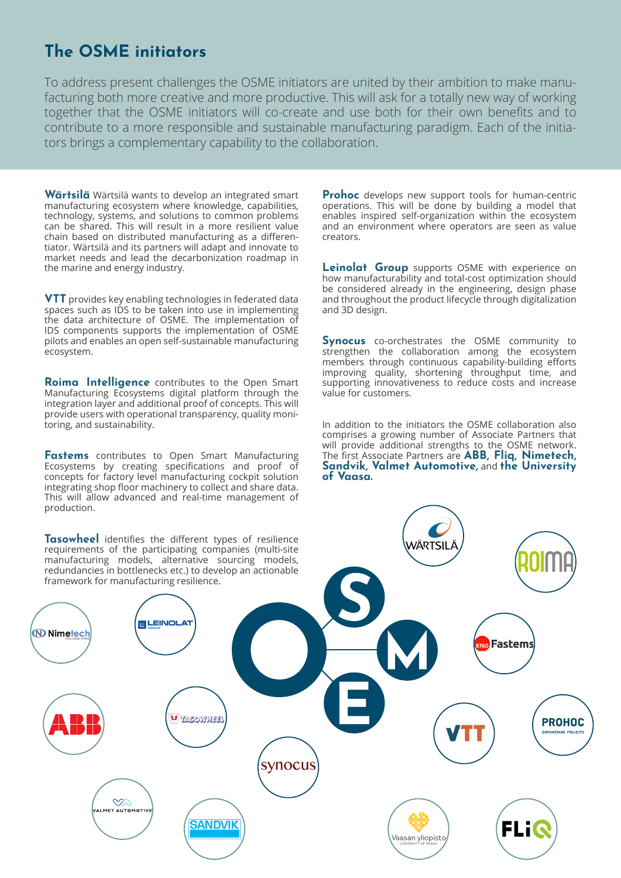## The OSME initiators

To address present challenges the OSME initiators are united by their ambition to make manufacturing both more creative and more productive. This will ask for a totally new way of working together that the OSME initiators will co-create and use both for their own benefits and to contribute to a more responsible and sustainable manufacturing paradigm. Each of the initiators brings a complementary capability to the collaboration.

**Wärtsilä** Wärtsilä wants to develop an integrated smart manufacturing ecosystem where knowledge, capabilities, technology, systems, and solutions to common problems can be shared. This will result in a more resilient value chain based on distributed manufacturing as a differentiator. Wärtsilä and its partners will adapt and innovate to market needs and lead the decarbonization roadmap in the marine and energy industry.

**VTT** provides key enabling technologies in federated data spaces such as IDS to be taken into use in implementing the data architecture of OSME. The implementation of IDS components supports the implementation of OSME pilots and enables an open self-sustainable manufacturing ecosystem.

**Roima Intelligence** contributes to the Open Smart Manufacturing Ecosystems digital platform through the integration layer and additional proof of concepts. This will provide users with operational transparency, quality monitoring, and sustainability.

**Fastems** contributes to Open Smart Manufacturing Ecosystems by creating specifications and proof of concepts for factory level manufacturing cockpit solution integrating shop floor machinery to collect and share data. This will allow advanced and real-time management of production.

**Tasowheel** identifies the different types of resilience requirements of the participating companies (multi-site manufacturing models, alternative sourcing models, redundancies in bottlenecks etc.) to develop an actionable framework for manufacturing resilience.

**Prohoc** develops new support tools for human-centric operations. This will be done by building a model that enables inspired self-organization within the ecosystem and an environment where operators are seen as value creators.

**Leinolat Group** supports OSME with experience on how manufacturability and total-cost optimization should be considered already in the engineering, design phase and throughout the product lifecycle through digitalization and 3D design.

**Synocus** co-orchestrates the OSME community to strengthen the collaboration among the ecosystem members through continuous capability-building efforts improving quality, shortening throughput time, and supporting innovativeness to reduce costs and increase value for customers.

In addition to the initiators the OSME collaboration also comprises a growing number of Associate Partners that will provide additional strengths to the OSME network. The first Associate Partners are **ABB, Fliq, Nimetech, Sandvik, Valmet Automotive,** and **the University of Vaasa.**